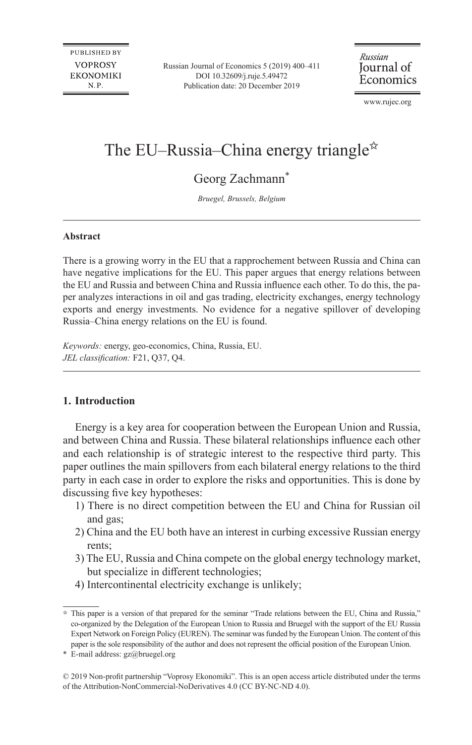# The EU–Russia–China energy triangle☆

Georg Zachmann*

*Bruegel, Brussels, Belgium*

---

**Abstract**

There is a growing worry in the EU that a rapprochement between Russia and China can have negative implications for the EU. This paper argues that energy relations between the EU and Russia and between China and Russia influence each other. To do this, the paper analyzes interactions in oil and gas trading, electricity exchanges, energy technology exports and energy investments. No evidence for a negative spillover of developing Russia–China energy relations on the EU is found.

*Keywords:* energy, geo-economics, China, Russia, EU.
*JEL classification:* F21, Q37, Q4.

---

## 1. Introduction

Energy is a key area for cooperation between the European Union and Russia, and between China and Russia. These bilateral relationships influence each other and each relationship is of strategic interest to the respective third party. This paper outlines the main spillovers from each bilateral energy relations to the third party in each case in order to explore the risks and opportunities. This is done by discussing five key hypotheses:

1) There is no direct competition between the EU and China for Russian oil and gas;
2) China and the EU both have an interest in curbing excessive Russian energy rents;
3) The EU, Russia and China compete on the global energy technology market, but specialize in different technologies;
4) Intercontinental electricity exchange is unlikely;

---

☆ This paper is a version of that prepared for the seminar "Trade relations between the EU, China and Russia," co-organized by the Delegation of the European Union to Russia and Bruegel with the support of the EU Russia Expert Network on Foreign Policy (EUREN). The seminar was funded by the European Union. The content of this paper is the sole responsibility of the author and does not represent the official position of the European Union.

\* E-mail address: gz@bruegel.org

© 2019 Non-profit partnership "Voprosy Ekonomiki". This is an open access article distributed under the terms of the Attribution-NonCommercial-NoDerivatives 4.0 (CC BY-NC-ND 4.0).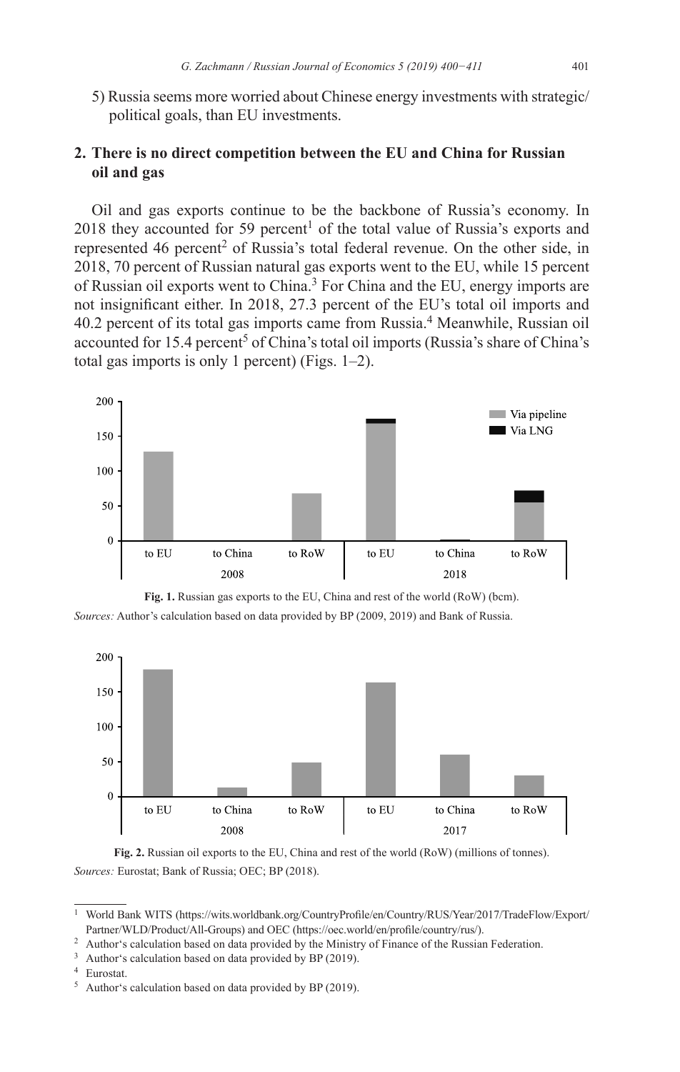5) Russia seems more worried about Chinese energy investments with strategic/political goals, than EU investments.

## 2. There is no direct competition between the EU and China for Russian oil and gas

Oil and gas exports continue to be the backbone of Russia's economy. In 2018 they accounted for 59 percent[1] of the total value of Russia's exports and represented 46 percent[2] of Russia's total federal revenue. On the other side, in 2018, 70 percent of Russian natural gas exports went to the EU, while 15 percent of Russian oil exports went to China.[3] For China and the EU, energy imports are not insignificant either. In 2018, 27.3 percent of the EU's total oil imports and 40.2 percent of its total gas imports came from Russia.[4] Meanwhile, Russian oil accounted for 15.4 percent[5] of China's total oil imports (Russia's share of China's total gas imports is only 1 percent) (Figs. 1–2).

**Fig. 1.** Russian gas exports to the EU, China and rest of the world (RoW) (bcm).

*Sources:* Author's calculation based on data provided by BP (2009, 2019) and Bank of Russia.

**Fig. 2.** Russian oil exports to the EU, China and rest of the world (RoW) (millions of tonnes).

*Sources:* Eurostat; Bank of Russia; OEC; BP (2018).

---

[1] World Bank WITS (https://wits.worldbank.org/CountryProfile/en/Country/RUS/Year/2017/TradeFlow/Export/Partner/WLD/Product/All-Groups) and OEC (https://oec.world/en/profile/country/rus/).

[2] Author's calculation based on data provided by the Ministry of Finance of the Russian Federation.

[3] Author's calculation based on data provided by BP (2019).

[4] Eurostat.

[5] Author's calculation based on data provided by BP (2019).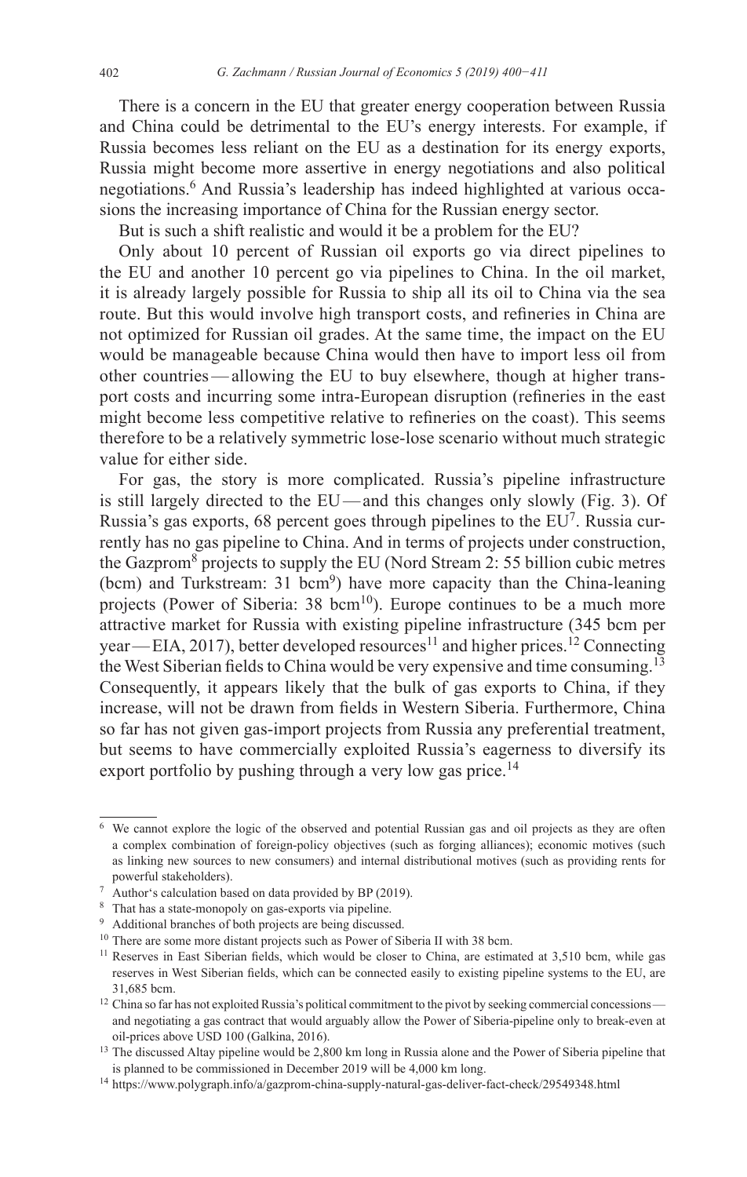There is a concern in the EU that greater energy cooperation between Russia and China could be detrimental to the EU's energy interests. For example, if Russia becomes less reliant on the EU as a destination for its energy exports, Russia might become more assertive in energy negotiations and also political negotiations.[6] And Russia's leadership has indeed highlighted at various occasions the increasing importance of China for the Russian energy sector.

But is such a shift realistic and would it be a problem for the EU?

Only about 10 percent of Russian oil exports go via direct pipelines to the EU and another 10 percent go via pipelines to China. In the oil market, it is already largely possible for Russia to ship all its oil to China via the sea route. But this would involve high transport costs, and refineries in China are not optimized for Russian oil grades. At the same time, the impact on the EU would be manageable because China would then have to import less oil from other countries — allowing the EU to buy elsewhere, though at higher transport costs and incurring some intra-European disruption (refineries in the east might become less competitive relative to refineries on the coast). This seems therefore to be a relatively symmetric lose-lose scenario without much strategic value for either side.

For gas, the story is more complicated. Russia's pipeline infrastructure is still largely directed to the EU — and this changes only slowly (Fig. 3). Of Russia's gas exports, 68 percent goes through pipelines to the EU[7]. Russia currently has no gas pipeline to China. And in terms of projects under construction, the Gazprom[8] projects to supply the EU (Nord Stream 2: 55 billion cubic metres (bcm) and Turkstream: 31 bcm[9]) have more capacity than the China-leaning projects (Power of Siberia: 38 bcm[10]). Europe continues to be a much more attractive market for Russia with existing pipeline infrastructure (345 bcm per year — EIA, 2017), better developed resources[11] and higher prices.[12] Connecting the West Siberian fields to China would be very expensive and time consuming.[13] Consequently, it appears likely that the bulk of gas exports to China, if they increase, will not be drawn from fields in Western Siberia. Furthermore, China so far has not given gas-import projects from Russia any preferential treatment, but seems to have commercially exploited Russia's eagerness to diversify its export portfolio by pushing through a very low gas price.[14]

---

[6] We cannot explore the logic of the observed and potential Russian gas and oil projects as they are often a complex combination of foreign-policy objectives (such as forging alliances); economic motives (such as linking new sources to new consumers) and internal distributional motives (such as providing rents for powerful stakeholders).

[7] Author's calculation based on data provided by BP (2019).

[8] That has a state-monopoly on gas-exports via pipeline.

[9] Additional branches of both projects are being discussed.

[10] There are some more distant projects such as Power of Siberia II with 38 bcm.

[11] Reserves in East Siberian fields, which would be closer to China, are estimated at 3,510 bcm, while gas reserves in West Siberian fields, which can be connected easily to existing pipeline systems to the EU, are 31,685 bcm.

[12] China so far has not exploited Russia's political commitment to the pivot by seeking commercial concessions — and negotiating a gas contract that would arguably allow the Power of Siberia-pipeline only to break-even at oil-prices above USD 100 (Galkina, 2016).

[13] The discussed Altay pipeline would be 2,800 km long in Russia alone and the Power of Siberia pipeline that is planned to be commissioned in December 2019 will be 4,000 km long.

[14] https://www.polygraph.info/a/gazprom-china-supply-natural-gas-deliver-fact-check/29549348.html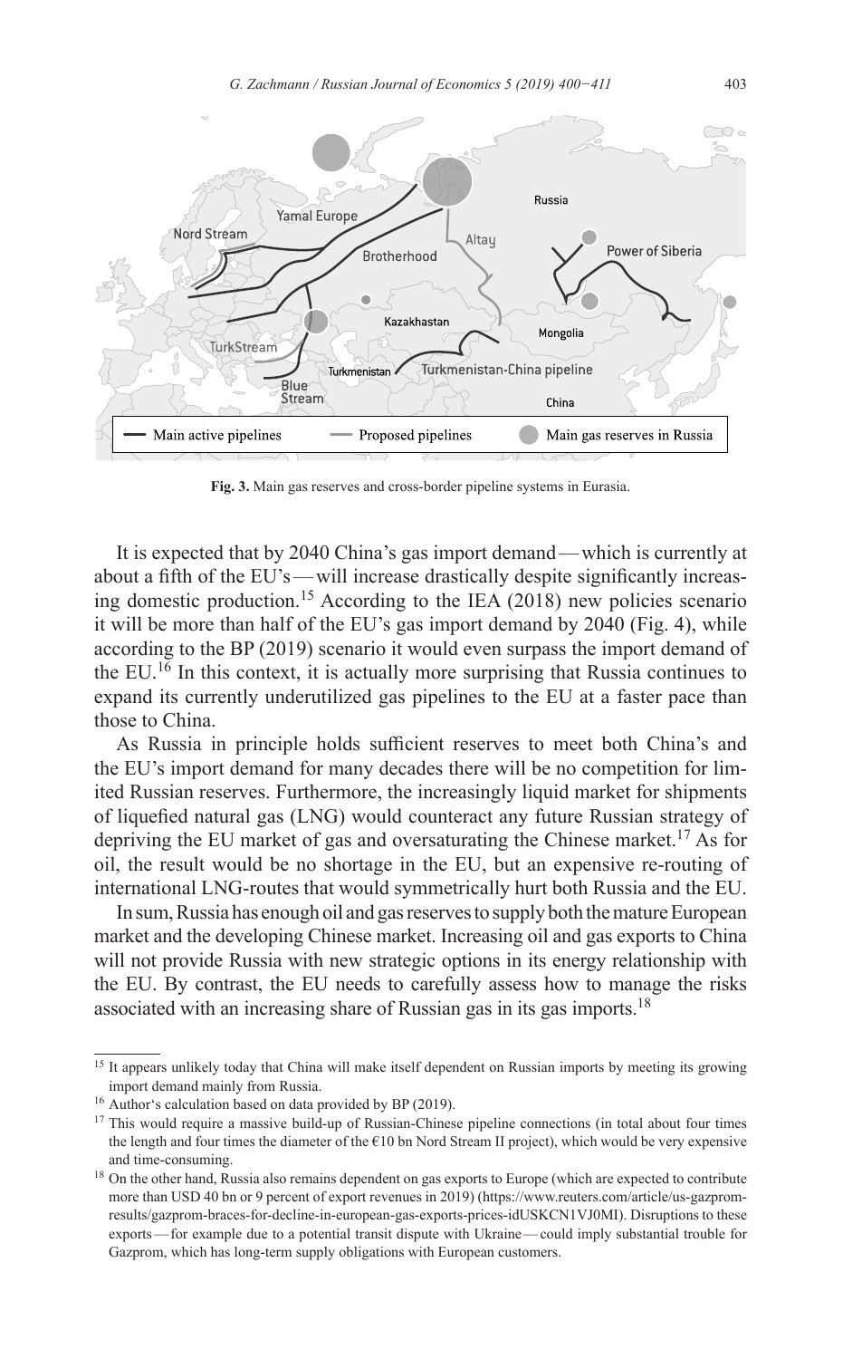**Fig. 3.** Main gas reserves and cross-border pipeline systems in Eurasia.

It is expected that by 2040 China's gas import demand — which is currently at about a fifth of the EU's — will increase drastically despite significantly increasing domestic production.[15] According to the IEA (2018) new policies scenario it will be more than half of the EU's gas import demand by 2040 (Fig. 4), while according to the BP (2019) scenario it would even surpass the import demand of the EU.[16] In this context, it is actually more surprising that Russia continues to expand its currently underutilized gas pipelines to the EU at a faster pace than those to China.

As Russia in principle holds sufficient reserves to meet both China's and the EU's import demand for many decades there will be no competition for limited Russian reserves. Furthermore, the increasingly liquid market for shipments of liquefied natural gas (LNG) would counteract any future Russian strategy of depriving the EU market of gas and oversaturating the Chinese market.[17] As for oil, the result would be no shortage in the EU, but an expensive re-routing of international LNG-routes that would symmetrically hurt both Russia and the EU.

In sum, Russia has enough oil and gas reserves to supply both the mature European market and the developing Chinese market. Increasing oil and gas exports to China will not provide Russia with new strategic options in its energy relationship with the EU. By contrast, the EU needs to carefully assess how to manage the risks associated with an increasing share of Russian gas in its gas imports.[18]

---

[15] It appears unlikely today that China will make itself dependent on Russian imports by meeting its growing import demand mainly from Russia.

[16] Author's calculation based on data provided by BP (2019).

[17] This would require a massive build-up of Russian-Chinese pipeline connections (in total about four times the length and four times the diameter of the €10 bn Nord Stream II project), which would be very expensive and time-consuming.

[18] On the other hand, Russia also remains dependent on gas exports to Europe (which are expected to contribute more than USD 40 bn or 9 percent of export revenues in 2019) (https://www.reuters.com/article/us-gazprom-results/gazprom-braces-for-decline-in-european-gas-exports-prices-idUSKCN1VJ0MI). Disruptions to these exports — for example due to a potential transit dispute with Ukraine — could imply substantial trouble for Gazprom, which has long-term supply obligations with European customers.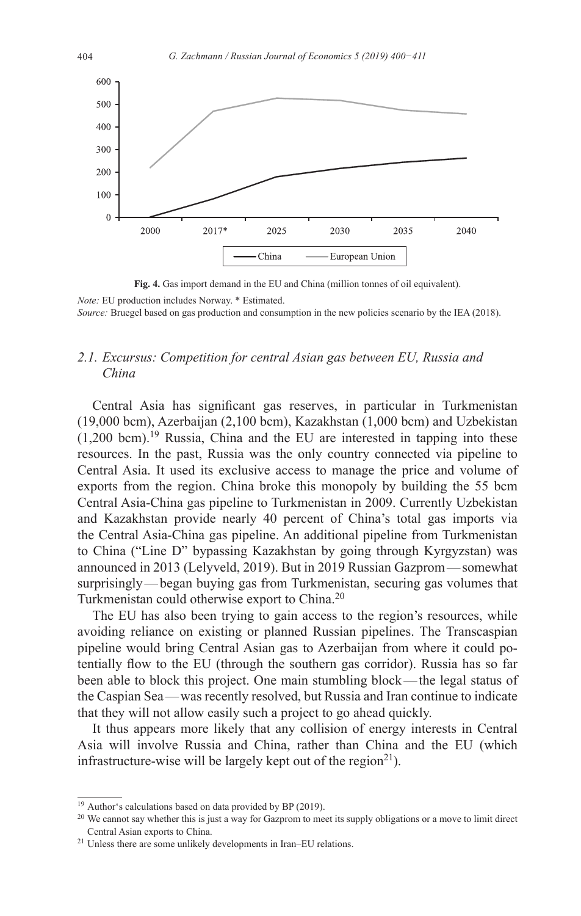**Fig. 4.** Gas import demand in the EU and China (million tonnes of oil equivalent).

*Note:* EU production includes Norway. * Estimated.

*Source:* Bruegel based on gas production and consumption in the new policies scenario by the IEA (2018).

### *2.1. Excursus: Competition for central Asian gas between EU, Russia and China*

Central Asia has significant gas reserves, in particular in Turkmenistan (19,000 bcm), Azerbaijan (2,100 bcm), Kazakhstan (1,000 bcm) and Uzbekistan (1,200 bcm).[19] Russia, China and the EU are interested in tapping into these resources. In the past, Russia was the only country connected via pipeline to Central Asia. It used its exclusive access to manage the price and volume of exports from the region. China broke this monopoly by building the 55 bcm Central Asia-China gas pipeline to Turkmenistan in 2009. Currently Uzbekistan and Kazakhstan provide nearly 40 percent of China's total gas imports via the Central Asia-China gas pipeline. An additional pipeline from Turkmenistan to China ("Line D" bypassing Kazakhstan by going through Kyrgyzstan) was announced in 2013 (Lelyveld, 2019). But in 2019 Russian Gazprom — somewhat surprisingly — began buying gas from Turkmenistan, securing gas volumes that Turkmenistan could otherwise export to China.[20]

The EU has also been trying to gain access to the region's resources, while avoiding reliance on existing or planned Russian pipelines. The Transcaspian pipeline would bring Central Asian gas to Azerbaijan from where it could potentially flow to the EU (through the southern gas corridor). Russia has so far been able to block this project. One main stumbling block — the legal status of the Caspian Sea — was recently resolved, but Russia and Iran continue to indicate that they will not allow easily such a project to go ahead quickly.

It thus appears more likely that any collision of energy interests in Central Asia will involve Russia and China, rather than China and the EU (which infrastructure-wise will be largely kept out of the region[21]).

[19] Author's calculations based on data provided by BP (2019).

[20] We cannot say whether this is just a way for Gazprom to meet its supply obligations or a move to limit direct Central Asian exports to China.

[21] Unless there are some unlikely developments in Iran–EU relations.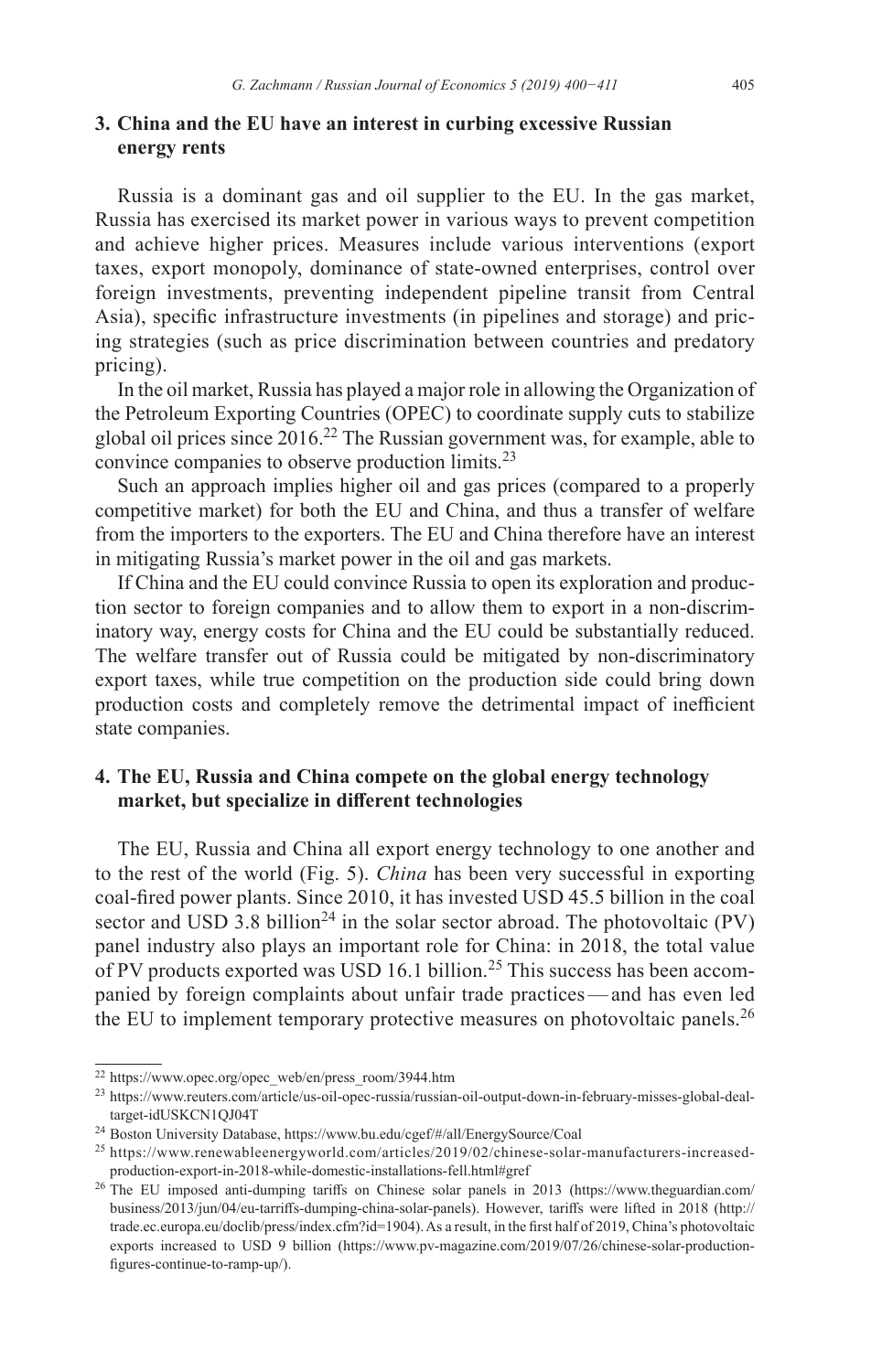## 3. China and the EU have an interest in curbing excessive Russian energy rents

Russia is a dominant gas and oil supplier to the EU. In the gas market, Russia has exercised its market power in various ways to prevent competition and achieve higher prices. Measures include various interventions (export taxes, export monopoly, dominance of state-owned enterprises, control over foreign investments, preventing independent pipeline transit from Central Asia), specific infrastructure investments (in pipelines and storage) and pricing strategies (such as price discrimination between countries and predatory pricing).

In the oil market, Russia has played a major role in allowing the Organization of the Petroleum Exporting Countries (OPEC) to coordinate supply cuts to stabilize global oil prices since 2016.[22] The Russian government was, for example, able to convince companies to observe production limits.[23]

Such an approach implies higher oil and gas prices (compared to a properly competitive market) for both the EU and China, and thus a transfer of welfare from the importers to the exporters. The EU and China therefore have an interest in mitigating Russia's market power in the oil and gas markets.

If China and the EU could convince Russia to open its exploration and production sector to foreign companies and to allow them to export in a non-discriminatory way, energy costs for China and the EU could be substantially reduced. The welfare transfer out of Russia could be mitigated by non-discriminatory export taxes, while true competition on the production side could bring down production costs and completely remove the detrimental impact of inefficient state companies.

## 4. The EU, Russia and China compete on the global energy technology market, but specialize in different technologies

The EU, Russia and China all export energy technology to one another and to the rest of the world (Fig. 5). *China* has been very successful in exporting coal-fired power plants. Since 2010, it has invested USD 45.5 billion in the coal sector and USD 3.8 billion[24] in the solar sector abroad. The photovoltaic (PV) panel industry also plays an important role for China: in 2018, the total value of PV products exported was USD 16.1 billion.[25] This success has been accompanied by foreign complaints about unfair trade practices — and has even led the EU to implement temporary protective measures on photovoltaic panels.[26]

---

[22] https://www.opec.org/opec_web/en/press_room/3944.htm

[23] https://www.reuters.com/article/us-oil-opec-russia/russian-oil-output-down-in-february-misses-global-deal-target-idUSKCN1QJ04T

[24] Boston University Database, https://www.bu.edu/cgef/#/all/EnergySource/Coal

[25] https://www.renewableenergyworld.com/articles/2019/02/chinese-solar-manufacturers-increased-production-export-in-2018-while-domestic-installations-fell.html#gref

[26] The EU imposed anti-dumping tariffs on Chinese solar panels in 2013 (https://www.theguardian.com/business/2013/jun/04/eu-tarriffs-dumping-china-solar-panels). However, tariffs were lifted in 2018 (http://trade.ec.europa.eu/doclib/press/index.cfm?id=1904). As a result, in the first half of 2019, China's photovoltaic exports increased to USD 9 billion (https://www.pv-magazine.com/2019/07/26/chinese-solar-production-figures-continue-to-ramp-up/).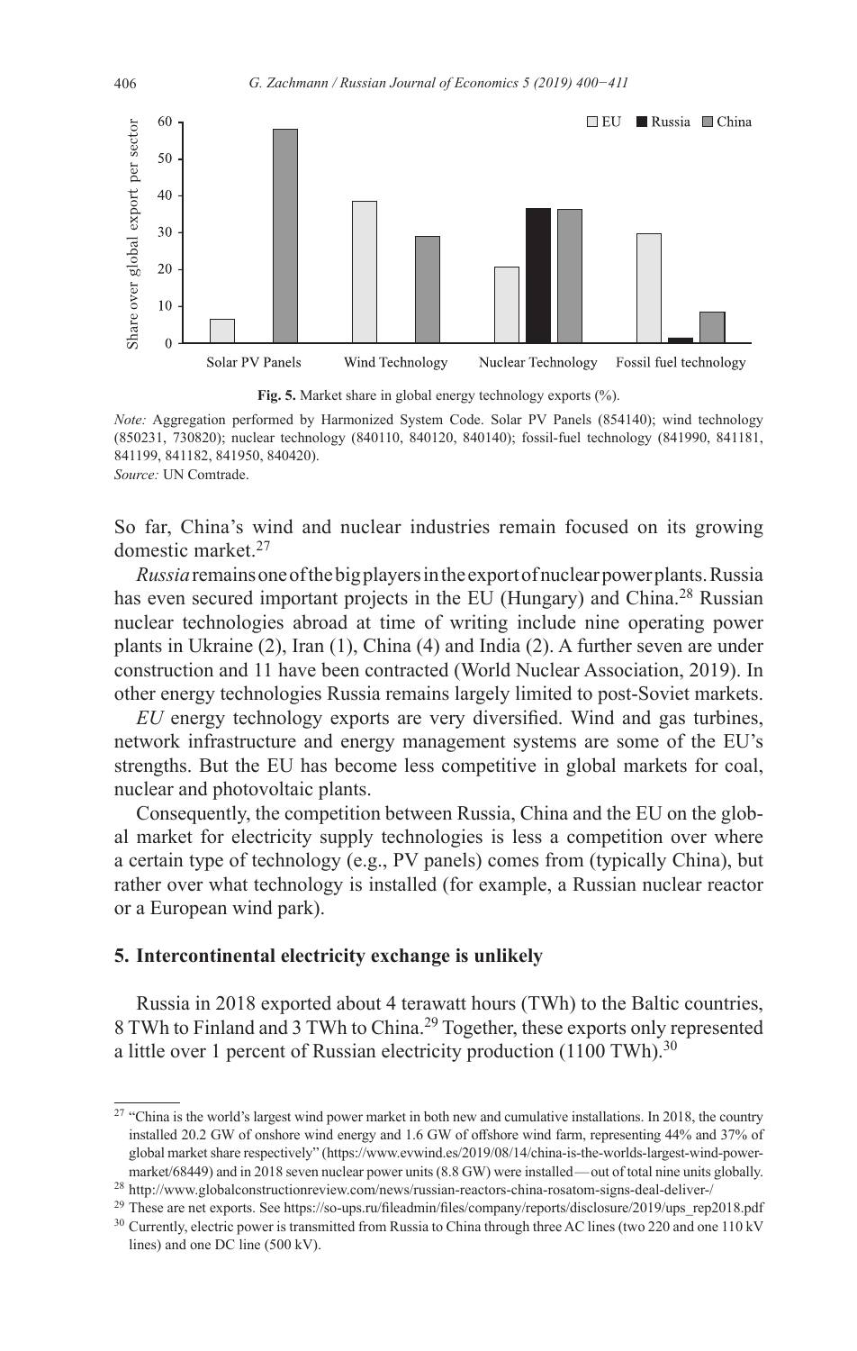**Fig. 5.** Market share in global energy technology exports (%).

*Note:* Aggregation performed by Harmonized System Code. Solar PV Panels (854140); wind technology (850231, 730820); nuclear technology (840110, 840120, 840140); fossil-fuel technology (841990, 841181, 841199, 841182, 841950, 840420).
*Source:* UN Comtrade.

So far, China's wind and nuclear industries remain focused on its growing domestic market.[27]

*Russia* remains one of the big players in the export of nuclear power plants. Russia has even secured important projects in the EU (Hungary) and China.[28] Russian nuclear technologies abroad at time of writing include nine operating power plants in Ukraine (2), Iran (1), China (4) and India (2). A further seven are under construction and 11 have been contracted (World Nuclear Association, 2019). In other energy technologies Russia remains largely limited to post-Soviet markets.

*EU* energy technology exports are very diversified. Wind and gas turbines, network infrastructure and energy management systems are some of the EU's strengths. But the EU has become less competitive in global markets for coal, nuclear and photovoltaic plants.

Consequently, the competition between Russia, China and the EU on the global market for electricity supply technologies is less a competition over where a certain type of technology (e.g., PV panels) comes from (typically China), but rather over what technology is installed (for example, a Russian nuclear reactor or a European wind park).

## 5. Intercontinental electricity exchange is unlikely

Russia in 2018 exported about 4 terawatt hours (TWh) to the Baltic countries, 8 TWh to Finland and 3 TWh to China.[29] Together, these exports only represented a little over 1 percent of Russian electricity production (1100 TWh).[30]

---

[27] "China is the world's largest wind power market in both new and cumulative installations. In 2018, the country installed 20.2 GW of onshore wind energy and 1.6 GW of offshore wind farm, representing 44% and 37% of global market share respectively" (https://www.evwind.es/2019/08/14/china-is-the-worlds-largest-wind-power-market/68449) and in 2018 seven nuclear power units (8.8 GW) were installed — out of total nine units globally.

[28] http://www.globalconstructionreview.com/news/russian-reactors-china-rosatom-signs-deal-deliver-/

[29] These are net exports. See https://so-ups.ru/fileadmin/files/company/reports/disclosure/2019/ups_rep2018.pdf

[30] Currently, electric power is transmitted from Russia to China through three AC lines (two 220 and one 110 kV lines) and one DC line (500 kV).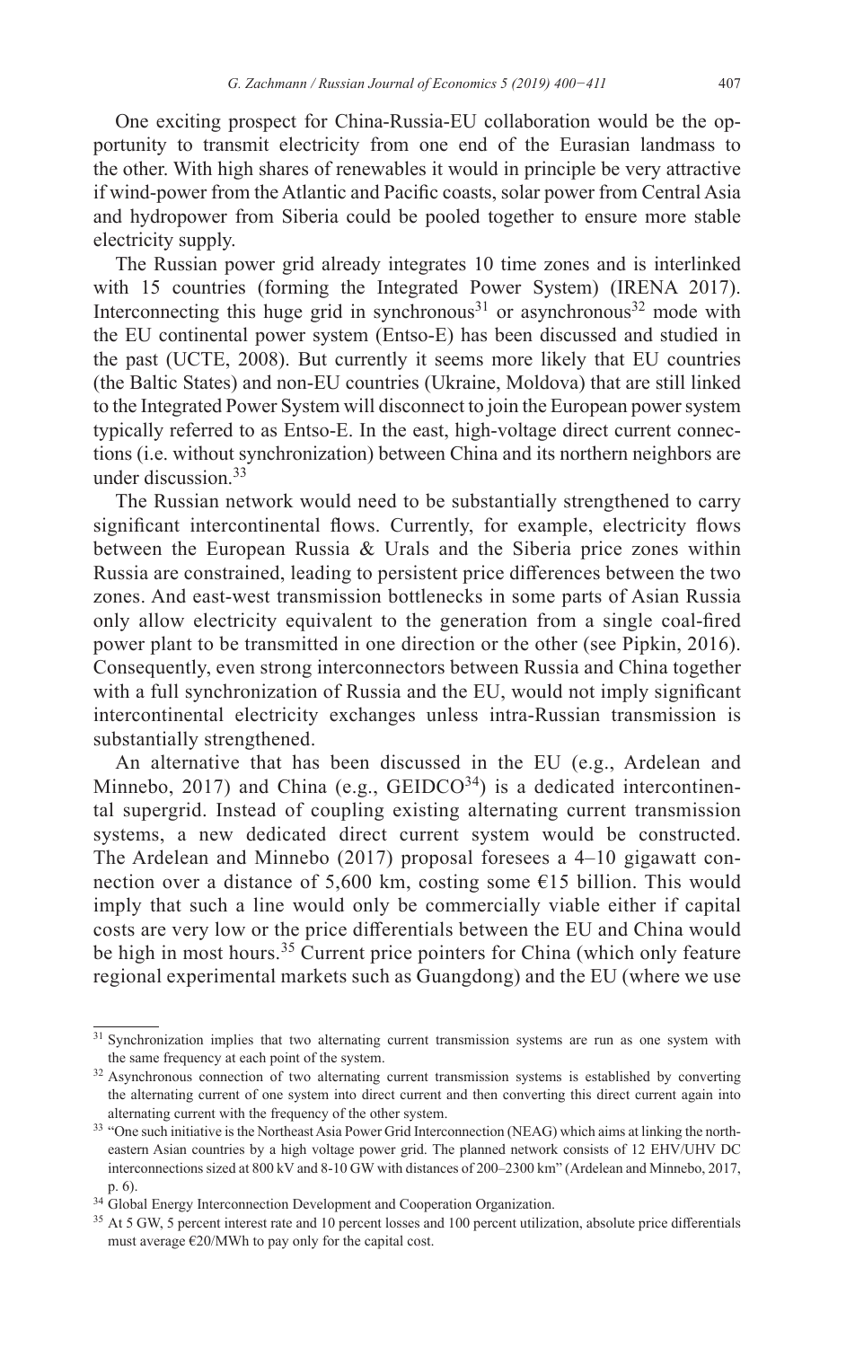One exciting prospect for China-Russia-EU collaboration would be the opportunity to transmit electricity from one end of the Eurasian landmass to the other. With high shares of renewables it would in principle be very attractive if wind-power from the Atlantic and Pacific coasts, solar power from Central Asia and hydropower from Siberia could be pooled together to ensure more stable electricity supply.

The Russian power grid already integrates 10 time zones and is interlinked with 15 countries (forming the Integrated Power System) (IRENA 2017). Interconnecting this huge grid in synchronous[31] or asynchronous[32] mode with the EU continental power system (Entso-E) has been discussed and studied in the past (UCTE, 2008). But currently it seems more likely that EU countries (the Baltic States) and non-EU countries (Ukraine, Moldova) that are still linked to the Integrated Power System will disconnect to join the European power system typically referred to as Entso-E. In the east, high-voltage direct current connections (i.e. without synchronization) between China and its northern neighbors are under discussion.[33]

The Russian network would need to be substantially strengthened to carry significant intercontinental flows. Currently, for example, electricity flows between the European Russia & Urals and the Siberia price zones within Russia are constrained, leading to persistent price differences between the two zones. And east-west transmission bottlenecks in some parts of Asian Russia only allow electricity equivalent to the generation from a single coal-fired power plant to be transmitted in one direction or the other (see Pipkin, 2016). Consequently, even strong interconnectors between Russia and China together with a full synchronization of Russia and the EU, would not imply significant intercontinental electricity exchanges unless intra-Russian transmission is substantially strengthened.

An alternative that has been discussed in the EU (e.g., Ardelean and Minnebo, 2017) and China (e.g., GEIDCO[34]) is a dedicated intercontinental supergrid. Instead of coupling existing alternating current transmission systems, a new dedicated direct current system would be constructed. The Ardelean and Minnebo (2017) proposal foresees a 4–10 gigawatt connection over a distance of 5,600 km, costing some €15 billion. This would imply that such a line would only be commercially viable either if capital costs are very low or the price differentials between the EU and China would be high in most hours.[35] Current price pointers for China (which only feature regional experimental markets such as Guangdong) and the EU (where we use

[31] Synchronization implies that two alternating current transmission systems are run as one system with the same frequency at each point of the system.

[32] Asynchronous connection of two alternating current transmission systems is established by converting the alternating current of one system into direct current and then converting this direct current again into alternating current with the frequency of the other system.

[33] "One such initiative is the Northeast Asia Power Grid Interconnection (NEAG) which aims at linking the northeastern Asian countries by a high voltage power grid. The planned network consists of 12 EHV/UHV DC interconnections sized at 800 kV and 8-10 GW with distances of 200–2300 km" (Ardelean and Minnebo, 2017, p. 6).

[34] Global Energy Interconnection Development and Cooperation Organization.

[35] At 5 GW, 5 percent interest rate and 10 percent losses and 100 percent utilization, absolute price differentials must average €20/MWh to pay only for the capital cost.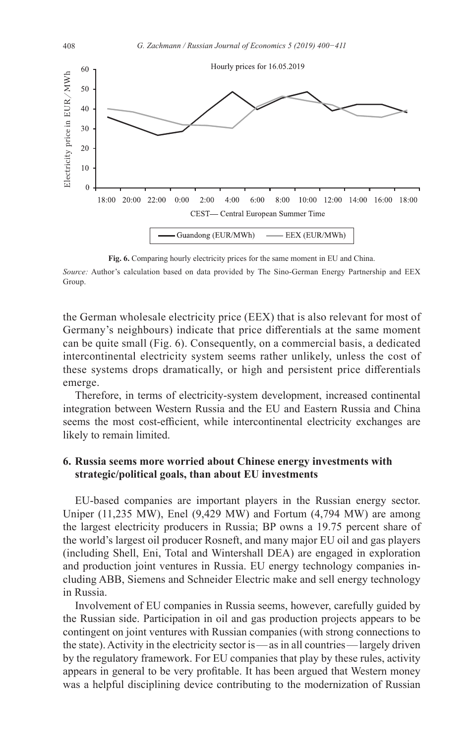**Fig. 6.** Comparing hourly electricity prices for the same moment in EU and China.

*Source:* Author's calculation based on data provided by The Sino-German Energy Partnership and EEX Group.

the German wholesale electricity price (EEX) that is also relevant for most of Germany's neighbours) indicate that price differentials at the same moment can be quite small (Fig. 6). Consequently, on a commercial basis, a dedicated intercontinental electricity system seems rather unlikely, unless the cost of these systems drops dramatically, or high and persistent price differentials emerge.

Therefore, in terms of electricity-system development, increased continental integration between Western Russia and the EU and Eastern Russia and China seems the most cost-efficient, while intercontinental electricity exchanges are likely to remain limited.

## 6. Russia seems more worried about Chinese energy investments with strategic/political goals, than about EU investments

EU-based companies are important players in the Russian energy sector. Uniper (11,235 MW), Enel (9,429 MW) and Fortum (4,794 MW) are among the largest electricity producers in Russia; BP owns a 19.75 percent share of the world's largest oil producer Rosneft, and many major EU oil and gas players (including Shell, Eni, Total and Wintershall DEA) are engaged in exploration and production joint ventures in Russia. EU energy technology companies including ABB, Siemens and Schneider Electric make and sell energy technology in Russia.

Involvement of EU companies in Russia seems, however, carefully guided by the Russian side. Participation in oil and gas production projects appears to be contingent on joint ventures with Russian companies (with strong connections to the state). Activity in the electricity sector is — as in all countries — largely driven by the regulatory framework. For EU companies that play by these rules, activity appears in general to be very profitable. It has been argued that Western money was a helpful disciplining device contributing to the modernization of Russian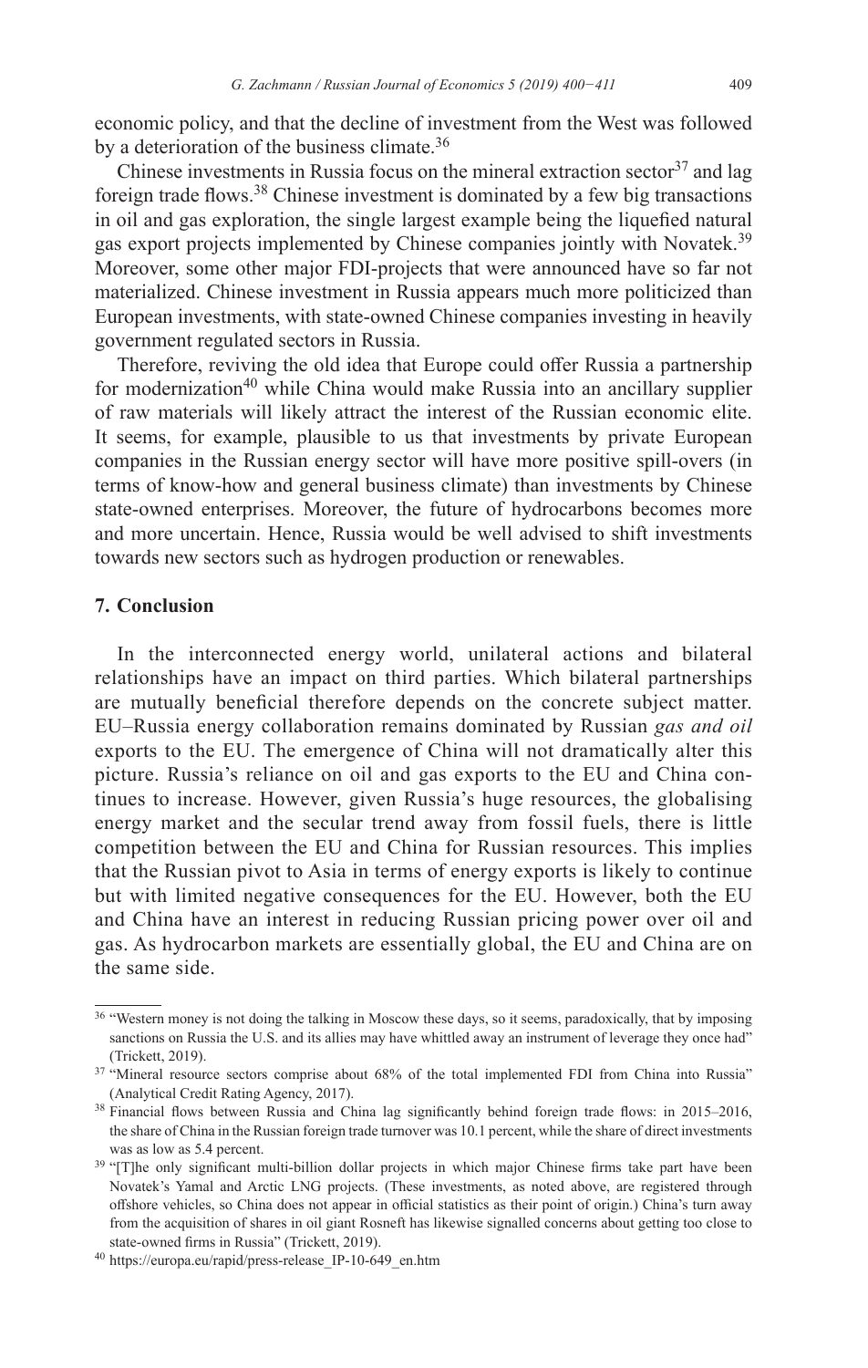economic policy, and that the decline of investment from the West was followed by a deterioration of the business climate.[36]

Chinese investments in Russia focus on the mineral extraction sector[37] and lag foreign trade flows.[38] Chinese investment is dominated by a few big transactions in oil and gas exploration, the single largest example being the liquefied natural gas export projects implemented by Chinese companies jointly with Novatek.[39] Moreover, some other major FDI-projects that were announced have so far not materialized. Chinese investment in Russia appears much more politicized than European investments, with state-owned Chinese companies investing in heavily government regulated sectors in Russia.

Therefore, reviving the old idea that Europe could offer Russia a partnership for modernization[40] while China would make Russia into an ancillary supplier of raw materials will likely attract the interest of the Russian economic elite. It seems, for example, plausible to us that investments by private European companies in the Russian energy sector will have more positive spill-overs (in terms of know-how and general business climate) than investments by Chinese state-owned enterprises. Moreover, the future of hydrocarbons becomes more and more uncertain. Hence, Russia would be well advised to shift investments towards new sectors such as hydrogen production or renewables.

## 7. Conclusion

In the interconnected energy world, unilateral actions and bilateral relationships have an impact on third parties. Which bilateral partnerships are mutually beneficial therefore depends on the concrete subject matter. EU–Russia energy collaboration remains dominated by Russian *gas and oil* exports to the EU. The emergence of China will not dramatically alter this picture. Russia's reliance on oil and gas exports to the EU and China continues to increase. However, given Russia's huge resources, the globalising energy market and the secular trend away from fossil fuels, there is little competition between the EU and China for Russian resources. This implies that the Russian pivot to Asia in terms of energy exports is likely to continue but with limited negative consequences for the EU. However, both the EU and China have an interest in reducing Russian pricing power over oil and gas. As hydrocarbon markets are essentially global, the EU and China are on the same side.

---

[36] "Western money is not doing the talking in Moscow these days, so it seems, paradoxically, that by imposing sanctions on Russia the U.S. and its allies may have whittled away an instrument of leverage they once had" (Trickett, 2019).

[37] "Mineral resource sectors comprise about 68% of the total implemented FDI from China into Russia" (Analytical Credit Rating Agency, 2017).

[38] Financial flows between Russia and China lag significantly behind foreign trade flows: in 2015–2016, the share of China in the Russian foreign trade turnover was 10.1 percent, while the share of direct investments was as low as 5.4 percent.

[39] "[T]he only significant multi-billion dollar projects in which major Chinese firms take part have been Novatek's Yamal and Arctic LNG projects. (These investments, as noted above, are registered through offshore vehicles, so China does not appear in official statistics as their point of origin.) China's turn away from the acquisition of shares in oil giant Rosneft has likewise signalled concerns about getting too close to state-owned firms in Russia" (Trickett, 2019).

[40] https://europa.eu/rapid/press-release_IP-10-649_en.htm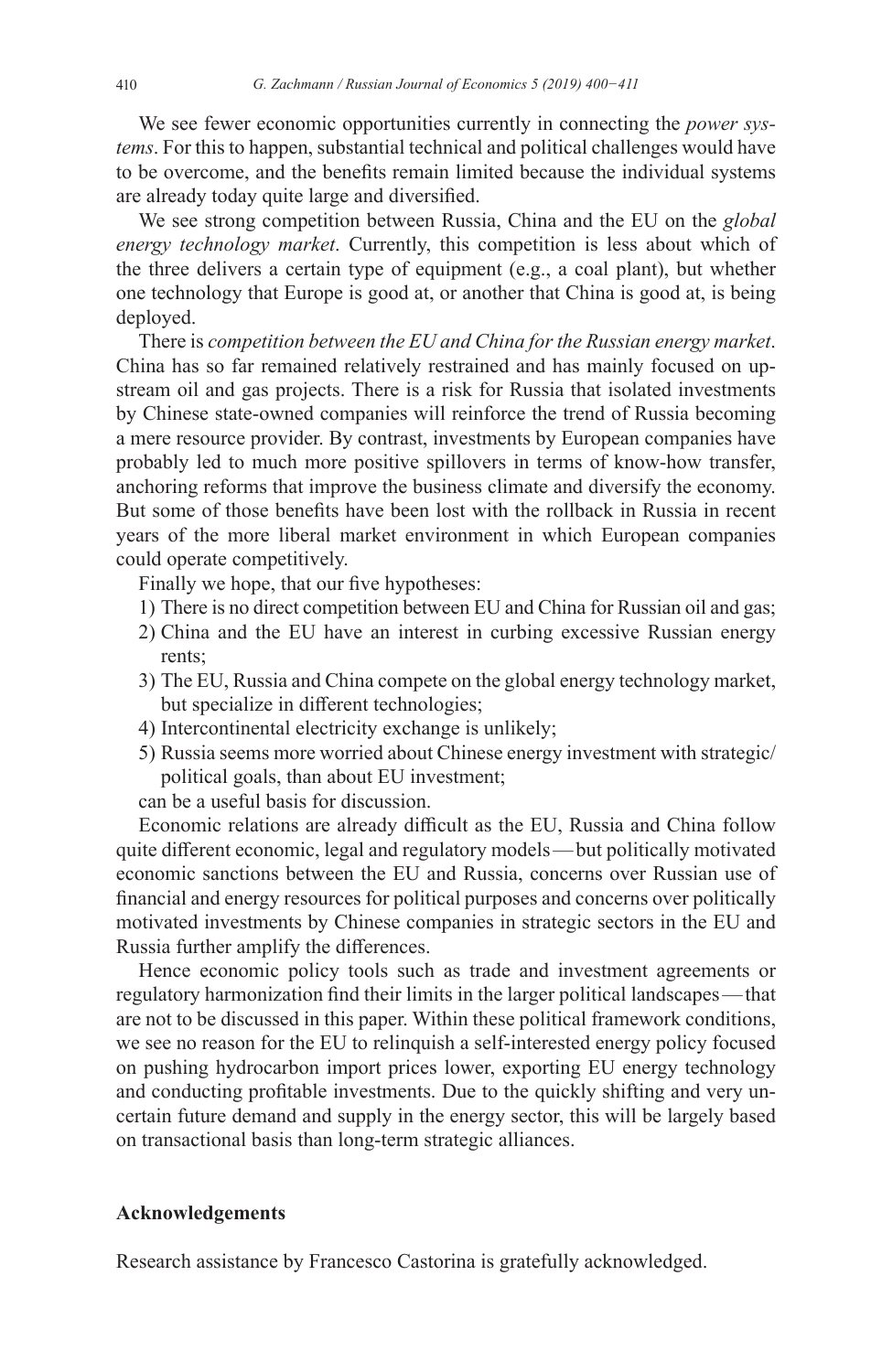We see fewer economic opportunities currently in connecting the *power systems*. For this to happen, substantial technical and political challenges would have to be overcome, and the benefits remain limited because the individual systems are already today quite large and diversified.

We see strong competition between Russia, China and the EU on the *global energy technology market*. Currently, this competition is less about which of the three delivers a certain type of equipment (e.g., a coal plant), but whether one technology that Europe is good at, or another that China is good at, is being deployed.

There is *competition between the EU and China for the Russian energy market*. China has so far remained relatively restrained and has mainly focused on upstream oil and gas projects. There is a risk for Russia that isolated investments by Chinese state-owned companies will reinforce the trend of Russia becoming a mere resource provider. By contrast, investments by European companies have probably led to much more positive spillovers in terms of know-how transfer, anchoring reforms that improve the business climate and diversify the economy. But some of those benefits have been lost with the rollback in Russia in recent years of the more liberal market environment in which European companies could operate competitively.

Finally we hope, that our five hypotheses:

1) There is no direct competition between EU and China for Russian oil and gas;
2) China and the EU have an interest in curbing excessive Russian energy rents;
3) The EU, Russia and China compete on the global energy technology market, but specialize in different technologies;
4) Intercontinental electricity exchange is unlikely;
5) Russia seems more worried about Chinese energy investment with strategic/political goals, than about EU investment;

can be a useful basis for discussion.

Economic relations are already difficult as the EU, Russia and China follow quite different economic, legal and regulatory models — but politically motivated economic sanctions between the EU and Russia, concerns over Russian use of financial and energy resources for political purposes and concerns over politically motivated investments by Chinese companies in strategic sectors in the EU and Russia further amplify the differences.

Hence economic policy tools such as trade and investment agreements or regulatory harmonization find their limits in the larger political landscapes — that are not to be discussed in this paper. Within these political framework conditions, we see no reason for the EU to relinquish a self-interested energy policy focused on pushing hydrocarbon import prices lower, exporting EU energy technology and conducting profitable investments. Due to the quickly shifting and very uncertain future demand and supply in the energy sector, this will be largely based on transactional basis than long-term strategic alliances.

## Acknowledgements

Research assistance by Francesco Castorina is gratefully acknowledged.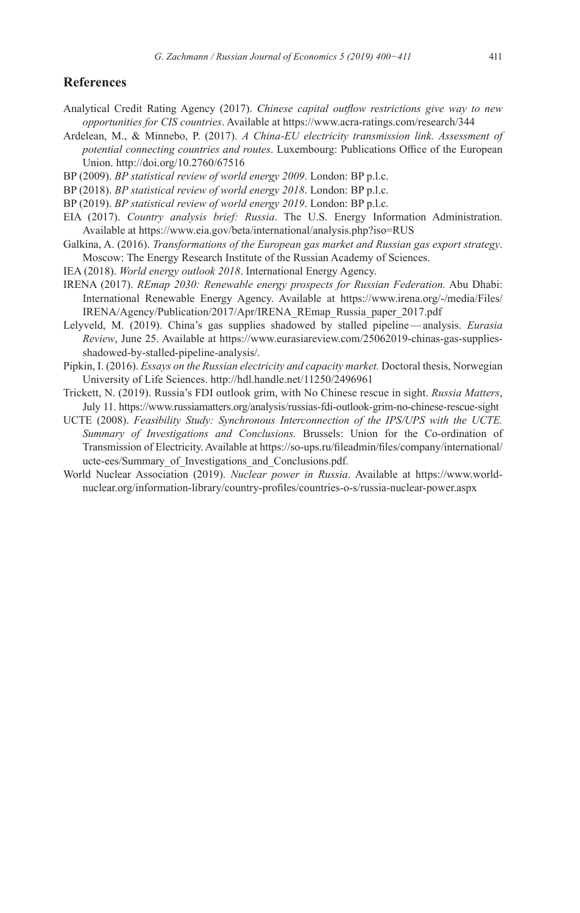## References

Analytical Credit Rating Agency (2017). *Chinese capital outflow restrictions give way to new opportunities for CIS countries*. Available at https://www.acra-ratings.com/research/344

Ardelean, M., & Minnebo, P. (2017). *A China-EU electricity transmission link. Assessment of potential connecting countries and routes*. Luxembourg: Publications Office of the European Union. http://doi.org/10.2760/67516

BP (2009). *BP statistical review of world energy 2009*. London: BP p.l.c.

BP (2018). *BP statistical review of world energy 2018*. London: BP p.l.c.

BP (2019). *BP statistical review of world energy 2019*. London: BP p.l.c.

EIA (2017). *Country analysis brief: Russia*. The U.S. Energy Information Administration. Available at https://www.eia.gov/beta/international/analysis.php?iso=RUS

Galkina, A. (2016). *Transformations of the European gas market and Russian gas export strategy*. Moscow: The Energy Research Institute of the Russian Academy of Sciences.

IEA (2018). *World energy outlook 2018*. International Energy Agency.

IRENA (2017). *REmap 2030: Renewable energy prospects for Russian Federation.* Abu Dhabi: International Renewable Energy Agency. Available at https://www.irena.org/-/media/Files/IRENA/Agency/Publication/2017/Apr/IRENA_REmap_Russia_paper_2017.pdf

Lelyveld, M. (2019). China's gas supplies shadowed by stalled pipeline—analysis. *Eurasia Review*, June 25. Available at https://www.eurasiareview.com/25062019-chinas-gas-supplies-shadowed-by-stalled-pipeline-analysis/.

Pipkin, I. (2016). *Essays on the Russian electricity and capacity market.* Doctoral thesis, Norwegian University of Life Sciences. http://hdl.handle.net/11250/2496961

Trickett, N. (2019). Russia's FDI outlook grim, with No Chinese rescue in sight. *Russia Matters*, July 11. https://www.russiamatters.org/analysis/russias-fdi-outlook-grim-no-chinese-rescue-sight

UCTE (2008). *Feasibility Study: Synchronous Interconnection of the IPS/UPS with the UCTE. Summary of Investigations and Conclusions.* Brussels: Union for the Co-ordination of Transmission of Electricity. Available at https://so-ups.ru/fileadmin/files/company/international/ucte-ees/Summary_of_Investigations_and_Conclusions.pdf.

World Nuclear Association (2019). *Nuclear power in Russia*. Available at https://www.world-nuclear.org/information-library/country-profiles/countries-o-s/russia-nuclear-power.aspx